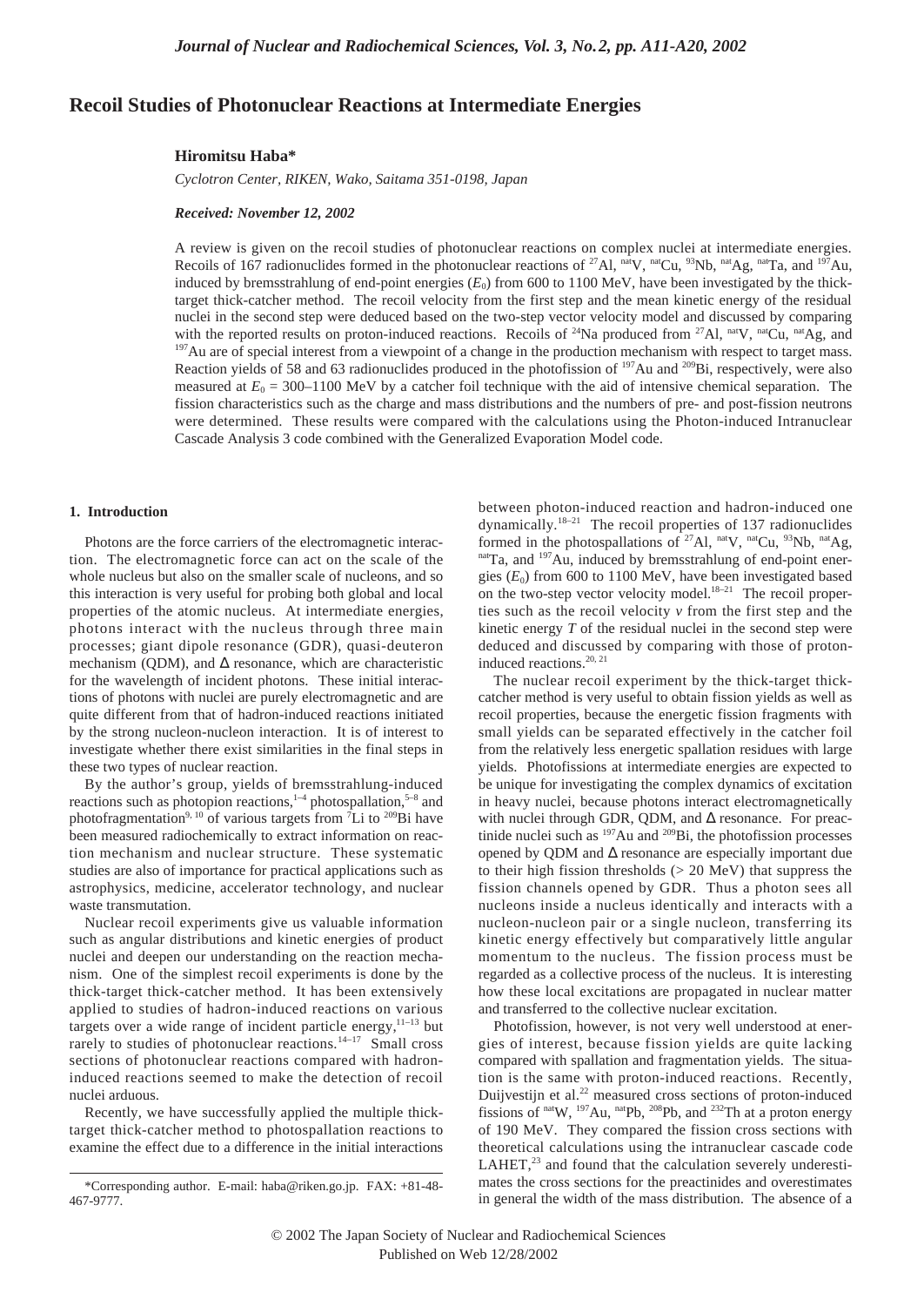# Recoil Studies of Photonuclear Reactions at Intermediate Energies

**Hiromitsu Haba***

*Cyclotron Center, RIKEN, Wako, Saitama 351-0198, Japan*

***Received: November 12, 2002***

A review is given on the recoil studies of photonuclear reactions on complex nuclei at intermediate energies. Recoils of 167 radionuclides formed in the photonuclear reactions of $^{27}$Al, $^{nat}$V, $^{nat}$Cu, $^{93}$Nb, $^{nat}$Ag, $^{nat}$Ta, and $^{197}$Au, induced by bremsstrahlung of end-point energies ($E_0$) from 600 to 1100 MeV, have been investigated by the thick-target thick-catcher method. The recoil velocity from the first step and the mean kinetic energy of the residual nuclei in the second step were deduced based on the two-step vector velocity model and discussed by comparing with the reported results on proton-induced reactions. Recoils of $^{24}$Na produced from $^{27}$Al, $^{nat}$V, $^{nat}$Cu, $^{nat}$Ag, and $^{197}$Au are of special interest from a viewpoint of a change in the production mechanism with respect to target mass. Reaction yields of 58 and 63 radionuclides produced in the photofission of $^{197}$Au and $^{209}$Bi, respectively, were also measured at $E_0$ = 300–1100 MeV by a catcher foil technique with the aid of intensive chemical separation. The fission characteristics such as the charge and mass distributions and the numbers of pre- and post-fission neutrons were determined. These results were compared with the calculations using the Photon-induced Intranuclear Cascade Analysis 3 code combined with the Generalized Evaporation Model code.

## 1. Introduction

Photons are the force carriers of the electromagnetic interaction. The electromagnetic force can act on the scale of the whole nucleus but also on the smaller scale of nucleons, and so this interaction is very useful for probing both global and local properties of the atomic nucleus. At intermediate energies, photons interact with the nucleus through three main processes; giant dipole resonance (GDR), quasi-deuteron mechanism (QDM), and Δ resonance, which are characteristic for the wavelength of incident photons. These initial interactions of photons with nuclei are purely electromagnetic and are quite different from that of hadron-induced reactions initiated by the strong nucleon-nucleon interaction. It is of interest to investigate whether there exist similarities in the final steps in these two types of nuclear reaction.

By the author's group, yields of bremsstrahlung-induced reactions such as photopion reactions,[1–4] photospallation,[5–8] and photofragmentation[9, 10] of various targets from $^{7}$Li to $^{209}$Bi have been measured radiochemically to extract information on reaction mechanism and nuclear structure. These systematic studies are also of importance for practical applications such as astrophysics, medicine, accelerator technology, and nuclear waste transmutation.

Nuclear recoil experiments give us valuable information such as angular distributions and kinetic energies of product nuclei and deepen our understanding on the reaction mechanism. One of the simplest recoil experiments is done by the thick-target thick-catcher method. It has been extensively applied to studies of hadron-induced reactions on various targets over a wide range of incident particle energy,[11–13] but rarely to studies of photonuclear reactions.[14–17] Small cross sections of photonuclear reactions compared with hadron-induced reactions seemed to make the detection of recoil nuclei arduous.

Recently, we have successfully applied the multiple thick-target thick-catcher method to photospallation reactions to examine the effect due to a difference in the initial interactions between photon-induced reaction and hadron-induced one dynamically.[18–21] The recoil properties of 137 radionuclides formed in the photospallations of $^{27}$Al, $^{nat}$V, $^{nat}$Cu, $^{93}$Nb, $^{nat}$Ag, $^{nat}$Ta, and $^{197}$Au, induced by bremsstrahlung of end-point energies ($E_0$) from 600 to 1100 MeV, have been investigated based on the two-step vector velocity model.[18–21] The recoil properties such as the recoil velocity $v$ from the first step and the kinetic energy $T$ of the residual nuclei in the second step were deduced and discussed by comparing with those of proton-induced reactions.[20, 21]

The nuclear recoil experiment by the thick-target thick-catcher method is very useful to obtain fission yields as well as recoil properties, because the energetic fission fragments with small yields can be separated effectively in the catcher foil from the relatively less energetic spallation residues with large yields. Photofissions at intermediate energies are expected to be unique for investigating the complex dynamics of excitation in heavy nuclei, because photons interact electromagnetically with nuclei through GDR, QDM, and Δ resonance. For preactinide nuclei such as $^{197}$Au and $^{209}$Bi, the photofission processes opened by QDM and Δ resonance are especially important due to their high fission thresholds (> 20 MeV) that suppress the fission channels opened by GDR. Thus a photon sees all nucleons inside a nucleus identically and interacts with a nucleon-nucleon pair or a single nucleon, transferring its kinetic energy effectively but comparatively little angular momentum to the nucleus. The fission process must be regarded as a collective process of the nucleus. It is interesting how these local excitations are propagated in nuclear matter and transferred to the collective nuclear excitation.

Photofission, however, is not very well understood at energies of interest, because fission yields are quite lacking compared with spallation and fragmentation yields. The situation is the same with proton-induced reactions. Recently, Duijvestijn et al.[22] measured cross sections of proton-induced fissions of $^{nat}$W, $^{197}$Au, $^{nat}$Pb, $^{208}$Pb, and $^{232}$Th at a proton energy of 190 MeV. They compared the fission cross sections with theoretical calculations using the intranuclear cascade code LAHET,[23] and found that the calculation severely underestimates the cross sections for the preactinides and overestimates in general the width of the mass distribution. The absence of a

*Corresponding author. E-mail: haba@riken.go.jp. FAX: +81-48-467-9777.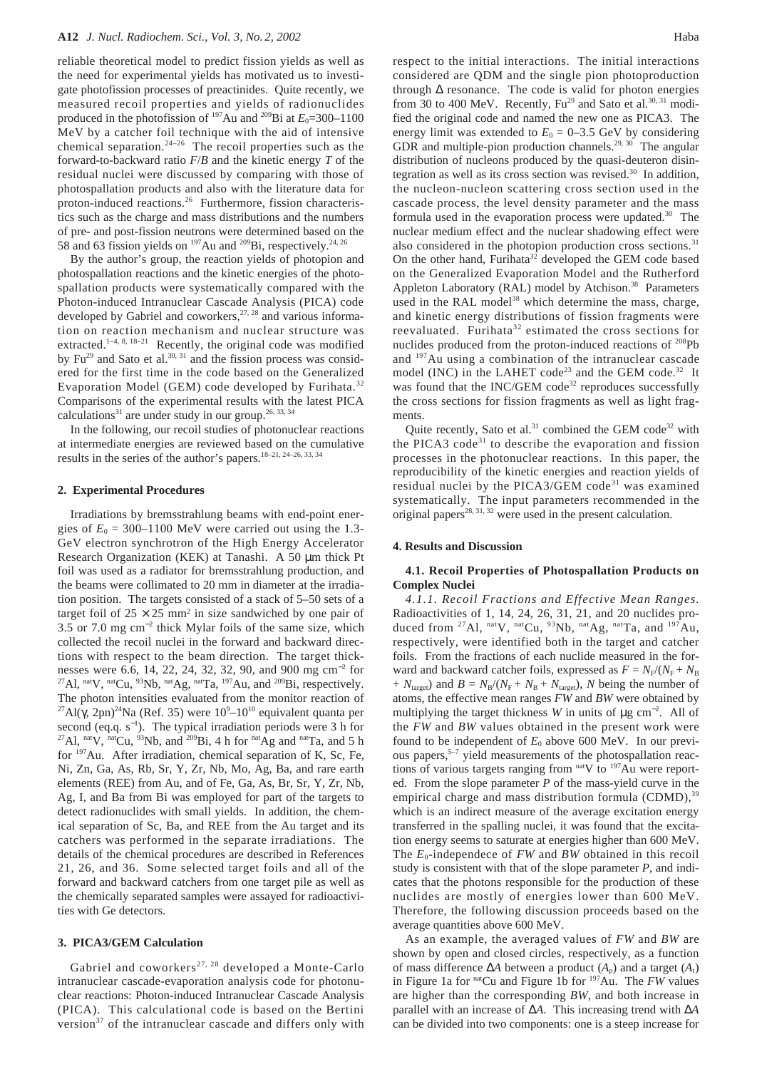reliable theoretical model to predict fission yields as well as the need for experimental yields has motivated us to investigate photofission processes of preactinides. Quite recently, we measured recoil properties and yields of radionuclides produced in the photofission of $^{197}$Au and $^{209}$Bi at $E_0$=300–1100 MeV by a catcher foil technique with the aid of intensive chemical separation.[24–26] The recoil properties such as the forward-to-backward ratio $F/B$ and the kinetic energy $T$ of the residual nuclei were discussed by comparing with those of photospallation products and also with the literature data for proton-induced reactions.[26] Furthermore, fission characteristics such as the charge and mass distributions and the numbers of pre- and post-fission neutrons were determined based on the 58 and 63 fission yields on $^{197}$Au and $^{209}$Bi, respectively.[24, 26]

By the author's group, the reaction yields of photopion and photospallation reactions and the kinetic energies of the photospallation products were systematically compared with the Photon-induced Intranuclear Cascade Analysis (PICA) code developed by Gabriel and coworkers,[27, 28] and various information on reaction mechanism and nuclear structure was extracted.[1–4, 8, 18–21] Recently, the original code was modified by Fu[29] and Sato et al.[30, 31] and the fission process was considered for the first time in the code based on the Generalized Evaporation Model (GEM) code developed by Furihata.[32] Comparisons of the experimental results with the latest PICA calculations[31] are under study in our group.[26, 33, 34]

In the following, our recoil studies of photonuclear reactions at intermediate energies are reviewed based on the cumulative results in the series of the author's papers.[18–21, 24–26, 33, 34]

## 2. Experimental Procedures

Irradiations by bremsstrahlung beams with end-point energies of $E_0$ = 300–1100 MeV were carried out using the 1.3-GeV electron synchrotron of the High Energy Accelerator Research Organization (KEK) at Tanashi. A 50 μm thick Pt foil was used as a radiator for bremsstrahlung production, and the beams were collimated to 20 mm in diameter at the irradiation position. The targets consisted of a stack of 5–50 sets of a target foil of 25 × 25 mm$^2$ in size sandwiched by one pair of 3.5 or 7.0 mg cm$^{-2}$ thick Mylar foils of the same size, which collected the recoil nuclei in the forward and backward directions with respect to the beam direction. The target thicknesses were 6.6, 14, 22, 24, 32, 32, 90, and 900 mg cm$^{-2}$ for $^{27}$Al, $^{nat}$V, $^{nat}$Cu, $^{93}$Nb, $^{nat}$Ag, $^{nat}$Ta, $^{197}$Au, and $^{209}$Bi, respectively. The photon intensities evaluated from the monitor reaction of $^{27}$Al(γ, 2pn)$^{24}$Na (Ref. 35) were $10^9$–$10^{10}$ equivalent quanta per second (eq.q. s$^{-1}$). The typical irradiation periods were 3 h for $^{27}$Al, $^{nat}$V, $^{nat}$Cu, $^{93}$Nb, and $^{209}$Bi, 4 h for $^{nat}$Ag and $^{nat}$Ta, and 5 h for $^{197}$Au. After irradiation, chemical separation of K, Sc, Fe, Ni, Zn, Ga, As, Rb, Sr, Y, Zr, Nb, Mo, Ag, Ba, and rare earth elements (REE) from Au, and of Fe, Ga, As, Br, Sr, Y, Zr, Nb, Ag, I, and Ba from Bi was employed for part of the targets to detect radionuclides with small yields. In addition, the chemical separation of Sc, Ba, and REE from the Au target and its catchers was performed in the separate irradiations. The details of the chemical procedures are described in References 21, 26, and 36. Some selected target foils and all of the forward and backward catchers from one target pile as well as the chemically separated samples were assayed for radioactivities with Ge detectors.

## 3. PICA3/GEM Calculation

Gabriel and coworkers[27, 28] developed a Monte-Carlo intranuclear cascade-evaporation analysis code for photonuclear reactions: Photon-induced Intranuclear Cascade Analysis (PICA). This calculational code is based on the Bertini version[37] of the intranuclear cascade and differs only with respect to the initial interactions. The initial interactions considered are QDM and the single pion photoproduction through Δ resonance. The code is valid for photon energies from 30 to 400 MeV. Recently, Fu[29] and Sato et al.[30, 31] modified the original code and named the new one as PICA3. The energy limit was extended to $E_0$ = 0–3.5 GeV by considering GDR and multiple-pion production channels.[29, 30] The angular distribution of nucleons produced by the quasi-deuteron disintegration as well as its cross section was revised.[30] In addition, the nucleon-nucleon scattering cross section used in the cascade process, the level density parameter and the mass formula used in the evaporation process were updated.[30] The nuclear medium effect and the nuclear shadowing effect were also considered in the photopion production cross sections.[31] On the other hand, Furihata[32] developed the GEM code based on the Generalized Evaporation Model and the Rutherford Appleton Laboratory (RAL) model by Atchison.[38] Parameters used in the RAL model[38] which determine the mass, charge, and kinetic energy distributions of fission fragments were reevaluated. Furihata[32] estimated the cross sections for nuclides produced from the proton-induced reactions of $^{208}$Pb and $^{197}$Au using a combination of the intranuclear cascade model (INC) in the LAHET code[23] and the GEM code.[32] It was found that the INC/GEM code[32] reproduces successfully the cross sections for fission fragments as well as light fragments.

Quite recently, Sato et al.[31] combined the GEM code[32] with the PICA3 code[31] to describe the evaporation and fission processes in the photonuclear reactions. In this paper, the reproducibility of the kinetic energies and reaction yields of residual nuclei by the PICA3/GEM code[31] was examined systematically. The input parameters recommended in the original papers[28, 31, 32] were used in the present calculation.

## 4. Results and Discussion

### 4.1. Recoil Properties of Photospallation Products on Complex Nuclei

*4.1.1. Recoil Fractions and Effective Mean Ranges.* Radioactivities of 1, 14, 24, 26, 31, 21, and 20 nuclides produced from $^{27}$Al, $^{nat}$V, $^{nat}$Cu, $^{93}$Nb, $^{nat}$Ag, $^{nat}$Ta, and $^{197}$Au, respectively, were identified both in the target and catcher foils. From the fractions of each nuclide measured in the forward and backward catcher foils, expressed as $F = N_F/(N_F + N_B + N_{target})$ and $B = N_B/(N_F + N_B + N_{target})$, $N$ being the number of atoms, the effective mean ranges $FW$ and $BW$ were obtained by multiplying the target thickness $W$ in units of μg cm$^{-2}$. All of the $FW$ and $BW$ values obtained in the present work were found to be independent of $E_0$ above 600 MeV. In our previous papers,[5–7] yield measurements of the photospallation reactions of various targets ranging from $^{nat}$V to $^{197}$Au were reported. From the slope parameter $P$ of the mass-yield curve in the empirical charge and mass distribution formula (CDMD),[39] which is an indirect measure of the average excitation energy transferred in the spalling nuclei, it was found that the excitation energy seems to saturate at energies higher than 600 MeV. The $E_0$-independece of $FW$ and $BW$ obtained in this recoil study is consistent with that of the slope parameter $P$, and indicates that the photons responsible for the production of these nuclides are mostly of energies lower than 600 MeV. Therefore, the following discussion proceeds based on the average quantities above 600 MeV.

As an example, the averaged values of $FW$ and $BW$ are shown by open and closed circles, respectively, as a function of mass difference $\Delta A$ between a product ($A_p$) and a target ($A_t$) in Figure 1a for $^{nat}$Cu and Figure 1b for $^{197}$Au. The $FW$ values are higher than the corresponding $BW$, and both increase in parallel with an increase of $\Delta A$. This increasing trend with $\Delta A$ can be divided into two components: one is a steep increase for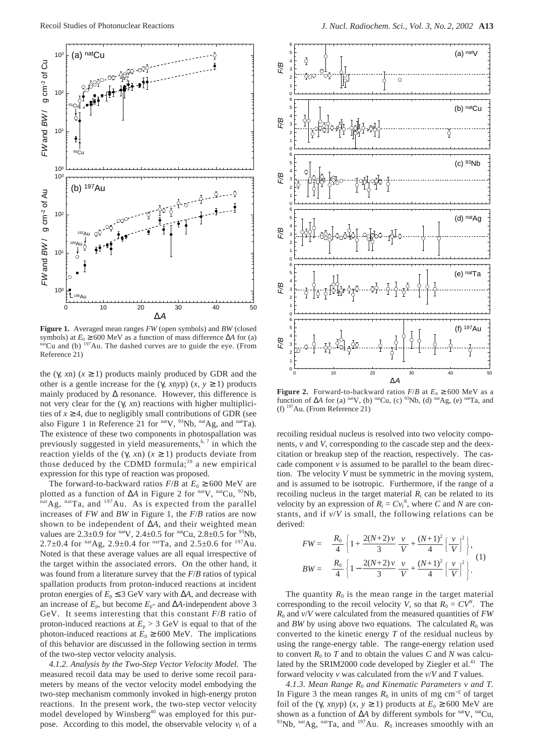**Figure 1.** Averaged mean ranges *FW* (open symbols) and *BW* (closed symbols) at $E_0 \geq 600$ MeV as a function of mass difference $\Delta A$ for (a) $^{nat}$Cu and (b) $^{197}$Au. The dashed curves are to guide the eye. (From Reference 21)

the ($\gamma$, *x*n) ($x \geq 1$) products mainly produced by GDR and the other is a gentle increase for the ($\gamma$, *xnyp*) ($x, y \geq 1$) products mainly produced by $\Delta$ resonance. However, this difference is not very clear for the ($\gamma$, *xn*) reactions with higher multiplicities of $x \geq 4$, due to negligibly small contributions of GDR (see also Figure 1 in Reference 21 for $^{nat}$V, $^{93}$Nb, $^{nat}$Ag, and $^{nat}$Ta). The existence of these two components in photospallation was previously suggested in yield measurements,[6, 7] in which the reaction yields of the ($\gamma$, *xn*) ($x \geq 1$) products deviate from those deduced by the CDMD formula;[39] a new empirical expression for this type of reaction was proposed.

The forward-to-backward ratios *F*/*B* at $E_0 \geq 600$ MeV are plotted as a function of $\Delta A$ in Figure 2 for $^{nat}$V, $^{nat}$Cu, $^{93}$Nb, $^{nat}$Ag, $^{nat}$Ta, and $^{197}$Au. As is expected from the parallel increases of *FW* and *BW* in Figure 1, the *F*/*B* ratios are now shown to be independent of $\Delta A$, and their weighted mean values are 2.3±0.9 for $^{nat}$V, 2.4±0.5 for $^{nat}$Cu, 2.8±0.5 for $^{93}$Nb, 2.7±0.4 for $^{nat}$Ag, 2.9±0.4 for $^{nat}$Ta, and 2.5±0.6 for $^{197}$Au. Noted is that these average values are all equal irrespective of the target within the associated errors. On the other hand, it was found from a literature survey that the *F*/*B* ratios of typical spallation products from proton-induced reactions at incident proton energies of $E_p \leq 3$ GeV vary with $\Delta A$, and decrease with an increase of $E_p$, but become $E_p$- and $\Delta A$-independent above 3 GeV. It seems interesting that this constant *F*/*B* ratio of proton-induced reactions at $E_p > 3$ GeV is equal to that of the photon-induced reactions at $E_0 \geq 600$ MeV. The implications of this behavior are discussed in the following section in terms of the two-step vector velocity analysis.

*4.1.2. Analysis by the Two-Step Vector Velocity Model.* The measured recoil data may be used to derive some recoil parameters by means of the vector velocity model embodying the two-step mechanism commonly invoked in high-energy proton reactions. In the present work, the two-step vector velocity model developed by Winsberg[40] was employed for this purpose. According to this model, the observable velocity $v_l$ of a recoiling residual nucleus is resolved into two velocity components, *v* and *V*, corresponding to the cascade step and the deexcitation or breakup step of the reaction, respectively. The cascade component *v* is assumed to be parallel to the beam direction. The velocity *V* must be symmetric in the moving system, and is assumed to be isotropic. Furthermore, if the range of a recoiling nucleus in the target material $R_l$ can be related to its velocity by an expression of $R_l = Cv_l^N$, where *C* and *N* are constants, and if *v*/*V* is small, the following relations can be derived:

**Figure 2.** Forward-to-backward ratios *F*/*B* at $E_0 \geq 600$ MeV as a function of $\Delta A$ for (a) $^{nat}$V, (b) $^{nat}$Cu, (c) $^{93}$Nb, (d) $^{nat}$Ag, (e) $^{nat}$Ta, and (f) $^{197}$Au. (From Reference 21)

$$FW = \frac{R_0}{4}\left\{1 + \frac{2(N+2)}{3}\frac{v}{V} + \frac{(N+1)^2}{4}\left(\frac{v}{V}\right)^2\right\},$$
$$BW = \frac{R_0}{4}\left\{1 - \frac{2(N+2)}{3}\frac{v}{V} + \frac{(N+1)^2}{4}\left(\frac{v}{V}\right)^2\right\}. \quad (1)$$

The quantity $R_0$ is the mean range in the target material corresponding to the recoil velocity *V*, so that $R_0 = CV^N$. The $R_0$ and *v*/*V* were calculated from the measured quantities of *FW* and *BW* by using above two equations. The calculated $R_0$ was converted to the kinetic energy *T* of the residual nucleus by using the range-energy table. The range-energy relation used to convert $R_0$ to *T* and to obtain the values *C* and *N* was calculated by the SRIM2000 code developed by Ziegler et al.[41] The forward velocity *v* was calculated from the *v*/*V* and *T* values.

*4.1.3. Mean Range $R_0$ and Kinematic Parameters v and T.* In Figure 3 the mean ranges $R_0$ in units of mg cm$^{-2}$ of target foil of the ($\gamma$, *xnyp*) ($x, y \geq 1$) products at $E_0 \geq 600$ MeV are shown as a function of $\Delta A$ by different symbols for $^{nat}$V, $^{nat}$Cu, $^{93}$Nb, $^{nat}$Ag, $^{nat}$Ta, and $^{197}$Au. $R_0$ increases smoothly with an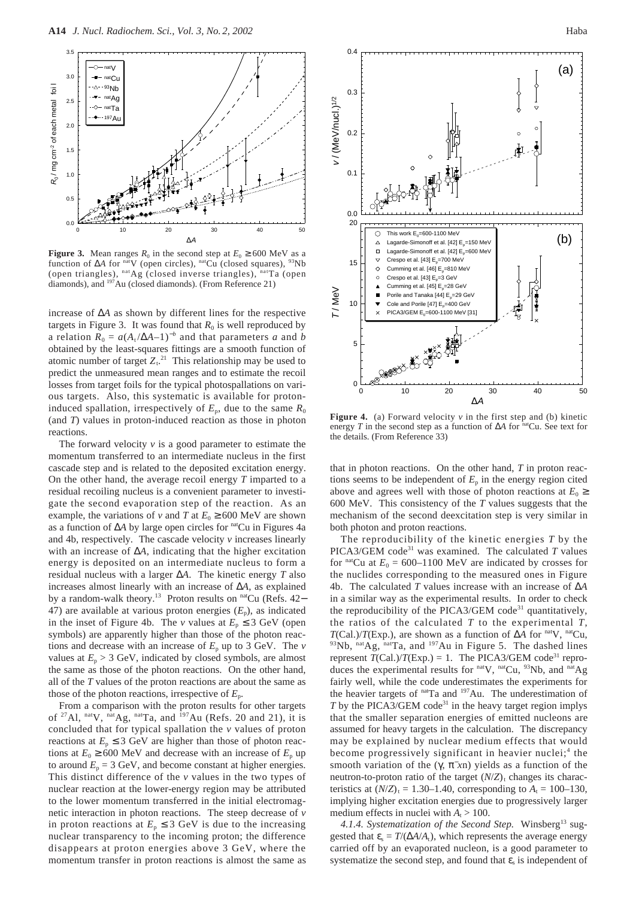**Figure 3.** Mean ranges $R_0$ in the second step at $E_0 \geq 600$ MeV as a function of $\Delta A$ for $^{nat}$V (open circles), $^{nat}$Cu (closed squares), $^{93}$Nb (open triangles), $^{nat}$Ag (closed inverse triangles), $^{nat}$Ta (open diamonds), and $^{197}$Au (closed diamonds). (From Reference 21)

increase of $\Delta A$ as shown by different lines for the respective targets in Figure 3. It was found that $R_0$ is well reproduced by a relation $R_0 = a(A_t/\Delta A - 1)^{-b}$ and that parameters $a$ and $b$ obtained by the least-squares fittings are a smooth function of atomic number of target $Z_t$.[21] This relationship may be used to predict the unmeasured mean ranges and to estimate the recoil losses from target foils for the typical photospallations on various targets. Also, this systematic is available for proton-induced spallation, irrespectively of $E_p$, due to the same $R_0$ (and $T$) values in proton-induced reaction as those in photon reactions.

The forward velocity $v$ is a good parameter to estimate the momentum transferred to an intermediate nucleus in the first cascade step and is related to the deposited excitation energy. On the other hand, the average recoil energy $T$ imparted to a residual recoiling nucleus is a convenient parameter to investigate the second evaporation step of the reaction. As an example, the variations of $v$ and $T$ at $E_0 \geq 600$ MeV are shown as a function of $\Delta A$ by large open circles for $^{nat}$Cu in Figures 4a and 4b, respectively. The cascade velocity $v$ increases linearly with an increase of $\Delta A$, indicating that the higher excitation energy is deposited on an intermediate nucleus to form a residual nucleus with a larger $\Delta A$. The kinetic energy $T$ also increases almost linearly with an increase of $\Delta A$, as explained by a random-walk theory.[13] Proton results on $^{nat}$Cu (Refs. 42−47) are available at various proton energies ($E_p$), as indicated in the inset of Figure 4b. The $v$ values at $E_p \leq 3$ GeV (open symbols) are apparently higher than those of the photon reactions and decrease with an increase of $E_p$ up to 3 GeV. The $v$ values at $E_p > 3$ GeV, indicated by closed symbols, are almost the same as those of the photon reactions. On the other hand, all of the $T$ values of the proton reactions are about the same as those of the photon reactions, irrespective of $E_p$.

From a comparison with the proton results for other targets of $^{27}$Al, $^{nat}$V, $^{nat}$Ag, $^{nat}$Ta, and $^{197}$Au (Refs. 20 and 21), it is concluded that for typical spallation the $v$ values of proton reactions at $E_p \leq 3$ GeV are higher than those of photon reactions at $E_0 \geq 600$ MeV and decrease with an increase of $E_p$ up to around $E_p = 3$ GeV, and become constant at higher energies. This distinct difference of the $v$ values in the two types of nuclear reaction at the lower-energy region may be attributed to the lower momentum transferred in the initial electromagnetic interaction in photon reactions. The steep decrease of $v$ in proton reactions at $E_p \leq 3$ GeV is due to the increasing nuclear transparency to the incoming proton; the difference disappears at proton energies above 3 GeV, where the momentum transfer in proton reactions is almost the same as that in photon reactions. On the other hand, $T$ in proton reactions seems to be independent of $E_p$ in the energy region cited above and agrees well with those of photon reactions at $E_0 \geq 600$ MeV. This consistency of the $T$ values suggests that the mechanism of the second deexcitation step is very similar in both photon and proton reactions.

**Figure 4.** (a) Forward velocity $v$ in the first step and (b) kinetic energy $T$ in the second step as a function of $\Delta A$ for $^{nat}$Cu. See text for the details. (From Reference 33)

The reproducibility of the kinetic energies $T$ by the PICA3/GEM code[31] was examined. The calculated $T$ values for $^{nat}$Cu at $E_0$ = 600–1100 MeV are indicated by crosses for the nuclides corresponding to the measured ones in Figure 4b. The calculated $T$ values increase with an increase of $\Delta A$ in a similar way as the experimental results. In order to check the reproducibility of the PICA3/GEM code[31] quantitatively, the ratios of the calculated $T$ to the experimental $T$, $T$(Cal.)/$T$(Exp.), are shown as a function of $\Delta A$ for $^{nat}$V, $^{nat}$Cu, $^{93}$Nb, $^{nat}$Ag, $^{nat}$Ta, and $^{197}$Au in Figure 5. The dashed lines represent $T$(Cal.)/$T$(Exp.) = 1. The PICA3/GEM code[31] reproduces the experimental results for $^{nat}$V, $^{nat}$Cu, $^{93}$Nb, and $^{nat}$Ag fairly well, while the code underestimates the experiments for the heavier targets of $^{nat}$Ta and $^{197}$Au. The underestimation of $T$ by the PICA3/GEM code[31] in the heavy target region implys that the smaller separation energies of emitted nucleons are assumed for heavy targets in the calculation. The discrepancy may be explained by nuclear medium effects that would become progressively significant in heavier nuclei;[4] the smooth variation of the ($\gamma$, $\pi^- x$n) yields as a function of the neutron-to-proton ratio of the target $(N/Z)_t$ changes its characteristics at $(N/Z)_t$ = 1.30–1.40, corresponding to $A_t$ = 100–130, implying higher excitation energies due to progressively larger medium effects in nuclei with $A_t > 100$.

*4.1.4. Systematization of the Second Step.* Winsberg[13] suggested that $\varepsilon_s = T/(\Delta A/A_t)$, which represents the average energy carried off by an evaporated nucleon, is a good parameter to systematize the second step, and found that $\varepsilon_s$ is independent of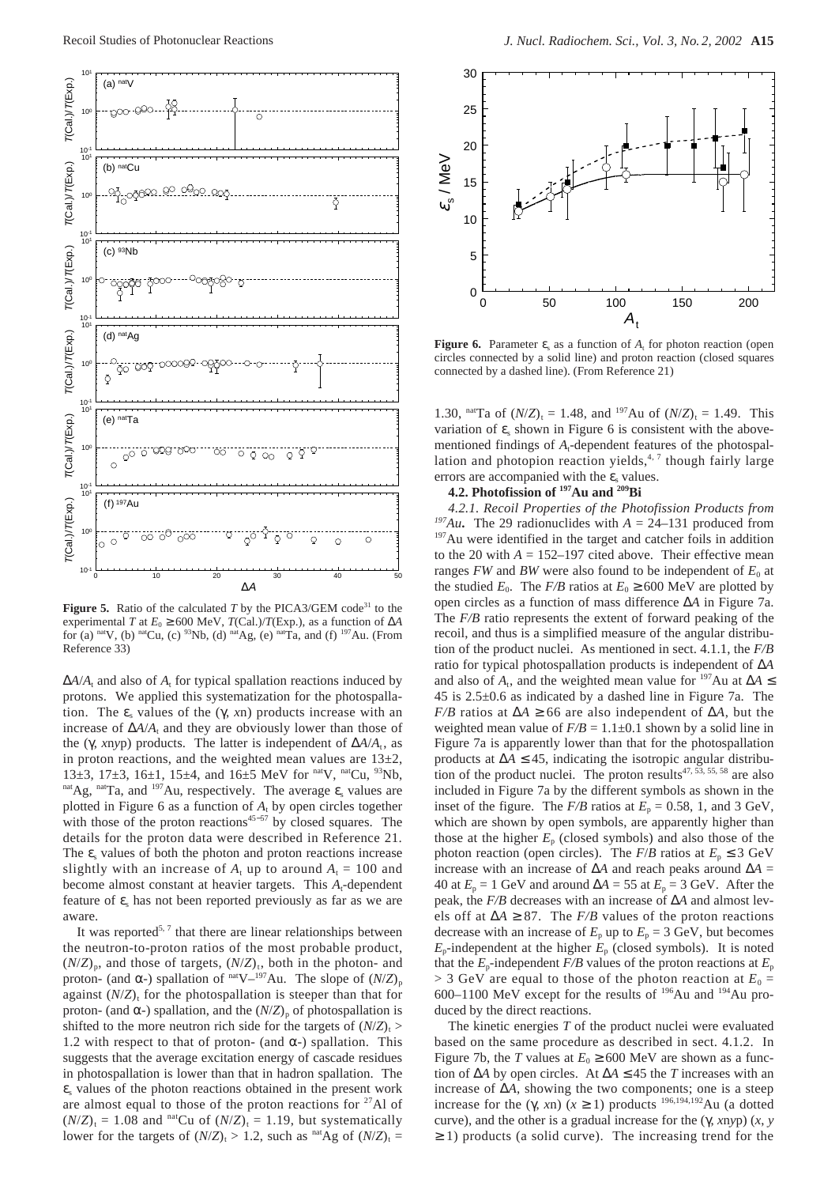**Figure 5.** Ratio of the calculated $T$ by the PICA3/GEM code[31] to the experimental $T$ at $E_0 \geq 600$ MeV, $T$(Cal.)/$T$(Exp.), as a function of $\Delta A$ for (a) $^{nat}$V, (b) $^{nat}$Cu, (c) $^{93}$Nb, (d) $^{nat}$Ag, (e) $^{nat}$Ta, and (f) $^{197}$Au. (From Reference 33)

$\Delta A/A_t$ and also of $A_t$ for typical spallation reactions induced by protons. We applied this systematization for the photospallation. The $\varepsilon_s$ values of the ($\gamma$, $x$n) products increase with an increase of $\Delta A/A_t$ and they are obviously lower than those of the ($\gamma$, $x$n$y$p) products. The latter is independent of $\Delta A/A_t$, as in proton reactions, and the weighted mean values are 13±2, 13±3, 17±3, 16±1, 15±4, and 16±5 MeV for $^{nat}$V, $^{nat}$Cu, $^{93}$Nb, $^{nat}$Ag, $^{nat}$Ta, and $^{197}$Au, respectively. The average $\varepsilon_s$ values are plotted in Figure 6 as a function of $A_t$ by open circles together with those of the proton reactions[45–57] by closed squares. The details for the proton data were described in Reference 21. The $\varepsilon_s$ values of both the photon and proton reactions increase slightly with an increase of $A_t$ up to around $A_t$ = 100 and become almost constant at heavier targets. This $A_t$-dependent feature of $\varepsilon_s$ has not been reported previously as far as we are aware.

It was reported[5, 7] that there are linear relationships between the neutron-to-proton ratios of the most probable product, $(N/Z)_p$, and those of targets, $(N/Z)_t$, both in the photon- and proton- (and $\alpha$-) spallation of $^{nat}$V–$^{197}$Au. The slope of $(N/Z)_p$ against $(N/Z)_t$ for the photospallation is steeper than that for proton- (and $\alpha$-) spallation, and the $(N/Z)_p$ of photospallation is shifted to the more neutron rich side for the targets of $(N/Z)_t$ > 1.2 with respect to that of proton- (and $\alpha$-) spallation. This suggests that the average excitation energy of cascade residues in photospallation is lower than that in hadron spallation. The $\varepsilon_s$ values of the photon reactions obtained in the present work are almost equal to those of the proton reactions for $^{27}$Al of $(N/Z)_t$ = 1.08 and $^{nat}$Cu of $(N/Z)_t$ = 1.19, but systematically lower for the targets of $(N/Z)_t$ > 1.2, such as $^{nat}$Ag of $(N/Z)_t$ = 1.30, $^{nat}$Ta of $(N/Z)_t$ = 1.48, and $^{197}$Au of $(N/Z)_t$ = 1.49. This variation of $\varepsilon_s$ shown in Figure 6 is consistent with the above-mentioned findings of $A_t$-dependent features of the photospallation and photopion reaction yields,[4, 7] though fairly large errors are accompanied with the $\varepsilon_s$ values.

**Figure 6.** Parameter $\varepsilon_s$ as a function of $A_t$ for photon reaction (open circles connected by a solid line) and proton reaction (closed squares connected by a dashed line). (From Reference 21)

### 4.2. Photofission of $^{197}$Au and $^{209}$Bi

*4.2.1. Recoil Properties of the Photofission Products from $^{197}$Au.* The 29 radionuclides with $A$ = 24–131 produced from $^{197}$Au were identified in the target and catcher foils in addition to the 20 with $A$ = 152–197 cited above. Their effective mean ranges $FW$ and $BW$ were also found to be independent of $E_0$ at the studied $E_0$. The $F/B$ ratios at $E_0 \geq 600$ MeV are plotted by open circles as a function of mass difference $\Delta A$ in Figure 7a. The $F/B$ ratio represents the extent of forward peaking of the recoil, and thus is a simplified measure of the angular distribution of the product nuclei. As mentioned in sect. 4.1.1, the $F/B$ ratio for typical photospallation products is independent of $\Delta A$ and also of $A_t$, and the weighted mean value for $^{197}$Au at $\Delta A \leq$ 45 is 2.5±0.6 as indicated by a dashed line in Figure 7a. The $F/B$ ratios at $\Delta A \geq 66$ are also independent of $\Delta A$, but the weighted mean value of $F/B$ = 1.1±0.1 shown by a solid line in Figure 7a is apparently lower than that for the photospallation products at $\Delta A \leq 45$, indicating the isotropic angular distribution of the product nuclei. The proton results[47, 53, 55, 58] are also included in Figure 7a by the different symbols as shown in the inset of the figure. The $F/B$ ratios at $E_p$ = 0.58, 1, and 3 GeV, which are shown by open symbols, are apparently higher than those at the higher $E_p$ (closed symbols) and also those of the photon reaction (open circles). The $F/B$ ratios at $E_p \leq 3$ GeV increase with an increase of $\Delta A$ and reach peaks around $\Delta A$ = 40 at $E_p$ = 1 GeV and around $\Delta A$ = 55 at $E_p$ = 3 GeV. After the peak, the $F/B$ decreases with an increase of $\Delta A$ and almost levels off at $\Delta A \geq 87$. The $F/B$ values of the proton reactions decrease with an increase of $E_p$ up to $E_p$ = 3 GeV, but becomes $E_p$-independent at the higher $E_p$ (closed symbols). It is noted that the $E_p$-independent $F/B$ values of the proton reactions at $E_p$ > 3 GeV are equal to those of the photon reaction at $E_0$ = 600–1100 MeV except for the results of $^{196}$Au and $^{194}$Au produced by the direct reactions.

The kinetic energies $T$ of the product nuclei were evaluated based on the same procedure as described in sect. 4.1.2. In Figure 7b, the $T$ values at $E_0 \geq 600$ MeV are shown as a function of $\Delta A$ by open circles. At $\Delta A \leq 45$ the $T$ increases with an increase of $\Delta A$, showing the two components; one is a steep increase for the ($\gamma$, $x$n) ($x \geq 1$) products $^{196,194,192}$Au (a dotted curve), and the other is a gradual increase for the ($\gamma$, $x$n$y$p) ($x$, $y$ $\geq 1$) products (a solid curve). The increasing trend for the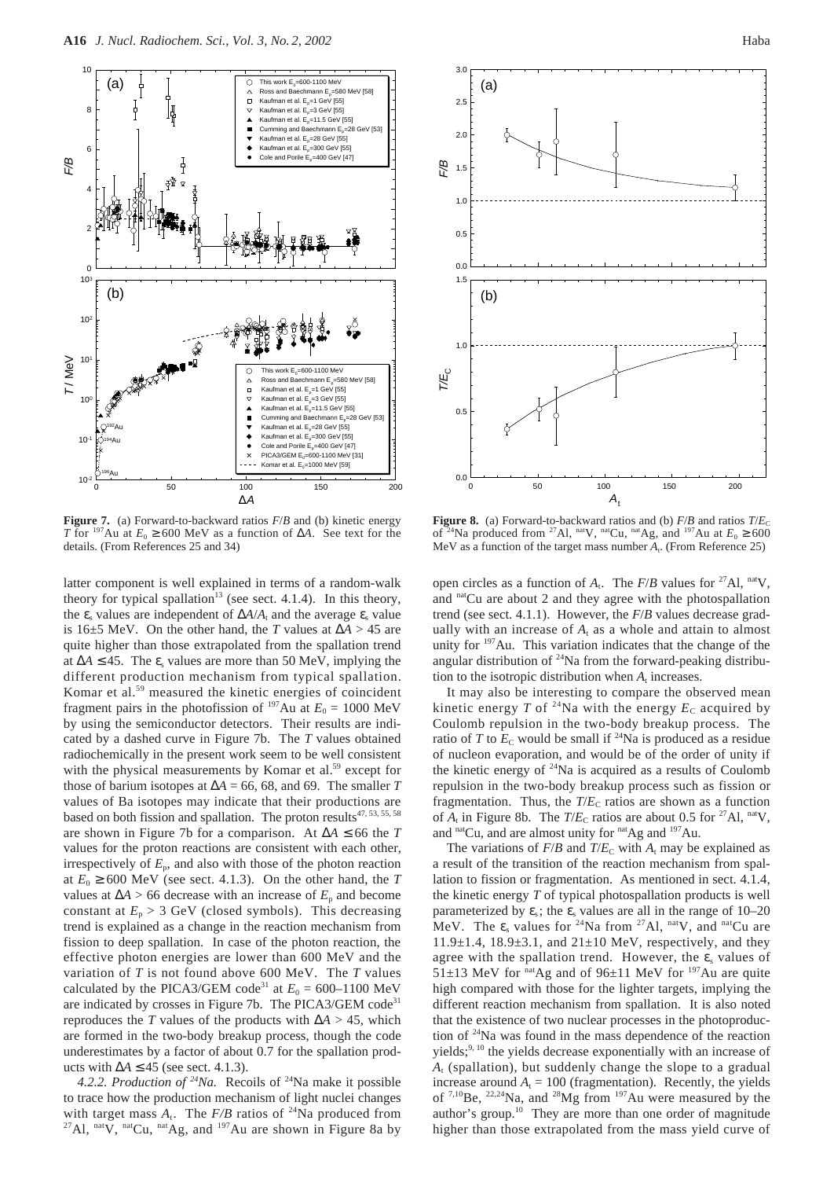**Figure 7.** (a) Forward-to-backward ratios $F/B$ and (b) kinetic energy $T$ for $^{197}$Au at $E_0 \geq 600$ MeV as a function of $\Delta A$. See text for the details. (From References 25 and 34)

**Figure 8.** (a) Forward-to-backward ratios and (b) $F/B$ and ratios $T/E_C$ of $^{24}$Na produced from $^{27}$Al, $^{nat}$V, $^{nat}$Cu, $^{nat}$Ag, and $^{197}$Au at $E_0 \geq 600$ MeV as a function of the target mass number $A_t$. (From Reference 25)

latter component is well explained in terms of a random-walk theory for typical spallation[13] (see sect. 4.1.4). In this theory, the $\varepsilon_s$ values are independent of $\Delta A/A_t$ and the average $\varepsilon_s$ value is 16±5 MeV. On the other hand, the $T$ values at $\Delta A > 45$ are quite higher than those extrapolated from the spallation trend at $\Delta A \leq 45$. The $\varepsilon_s$ values are more than 50 MeV, implying the different production mechanism from typical spallation. Komar et al.[59] measured the kinetic energies of coincident fragment pairs in the photofission of $^{197}$Au at $E_0 = 1000$ MeV by using the semiconductor detectors. Their results are indicated by a dashed curve in Figure 7b. The $T$ values obtained radiochemically in the present work seem to be well consistent with the physical measurements by Komar et al.[59] except for those of barium isotopes at $\Delta A = 66$, 68, and 69. The smaller $T$ values of Ba isotopes may indicate that their productions are based on both fission and spallation. The proton results[47, 53, 55, 58] are shown in Figure 7b for a comparison. At $\Delta A \leq 66$ the $T$ values for the proton reactions are consistent with each other, irrespectively of $E_p$, and also with those of the photon reaction at $E_0 \geq 600$ MeV (see sect. 4.1.3). On the other hand, the $T$ values at $\Delta A > 66$ decrease with an increase of $E_p$ and become constant at $E_p > 3$ GeV (closed symbols). This decreasing trend is explained as a change in the reaction mechanism from fission to deep spallation. In case of the photon reaction, the effective photon energies are lower than 600 MeV and the variation of $T$ is not found above 600 MeV. The $T$ values calculated by the PICA3/GEM code[31] at $E_0 = 600$–1100 MeV are indicated by crosses in Figure 7b. The PICA3/GEM code[31] reproduces the $T$ values of the products with $\Delta A > 45$, which are formed in the two-body breakup process, though the code underestimates by a factor of about 0.7 for the spallation products with $\Delta A \leq 45$ (see sect. 4.1.3).

*4.2.2. Production of $^{24}$Na.* Recoils of $^{24}$Na make it possible to trace how the production mechanism of light nuclei changes with target mass $A_t$. The $F/B$ ratios of $^{24}$Na produced from $^{27}$Al, $^{nat}$V, $^{nat}$Cu, $^{nat}$Ag, and $^{197}$Au are shown in Figure 8a by open circles as a function of $A_t$. The $F/B$ values for $^{27}$Al, $^{nat}$V, and $^{nat}$Cu are about 2 and they agree with the photospallation trend (see sect. 4.1.1). However, the $F/B$ values decrease gradually with an increase of $A_t$ as a whole and attain to almost unity for $^{197}$Au. This variation indicates that the change of the angular distribution of $^{24}$Na from the forward-peaking distribution to the isotropic distribution when $A_t$ increases.

It may also be interesting to compare the observed mean kinetic energy $T$ of $^{24}$Na with the energy $E_C$ acquired by Coulomb repulsion in the two-body breakup process. The ratio of $T$ to $E_C$ would be small if $^{24}$Na is produced as a residue of nucleon evaporation, and would be of the order of unity if the kinetic energy of $^{24}$Na is acquired as a results of Coulomb repulsion in the two-body breakup process such as fission or fragmentation. Thus, the $T/E_C$ ratios are shown as a function of $A_t$ in Figure 8b. The $T/E_C$ ratios are about 0.5 for $^{27}$Al, $^{nat}$V, and $^{nat}$Cu, and are almost unity for $^{nat}$Ag and $^{197}$Au.

The variations of $F/B$ and $T/E_C$ with $A_t$ may be explained as a result of the transition of the reaction mechanism from spallation to fission or fragmentation. As mentioned in sect. 4.1.4, the kinetic energy $T$ of typical photospallation products is well parameterized by $\varepsilon_s$; the $\varepsilon_s$ values are all in the range of 10–20 MeV. The $\varepsilon_s$ values for $^{24}$Na from $^{27}$Al, $^{nat}$V, and $^{nat}$Cu are 11.9±1.4, 18.9±3.1, and 21±10 MeV, respectively, and they agree with the spallation trend. However, the $\varepsilon_s$ values of 51±13 MeV for $^{nat}$Ag and of 96±11 MeV for $^{197}$Au are quite high compared with those for the lighter targets, implying the different reaction mechanism from spallation. It is also noted that the existence of two nuclear processes in the photoproduction of $^{24}$Na was found in the mass dependence of the reaction yields;[9, 10] the yields decrease exponentially with an increase of $A_t$ (spallation), but suddenly change the slope to a gradual increase around $A_t = 100$ (fragmentation). Recently, the yields of $^{7,10}$Be, $^{22,24}$Na, and $^{28}$Mg from $^{197}$Au were measured by the author's group.[10] They are more than one order of magnitude higher than those extrapolated from the mass yield curve of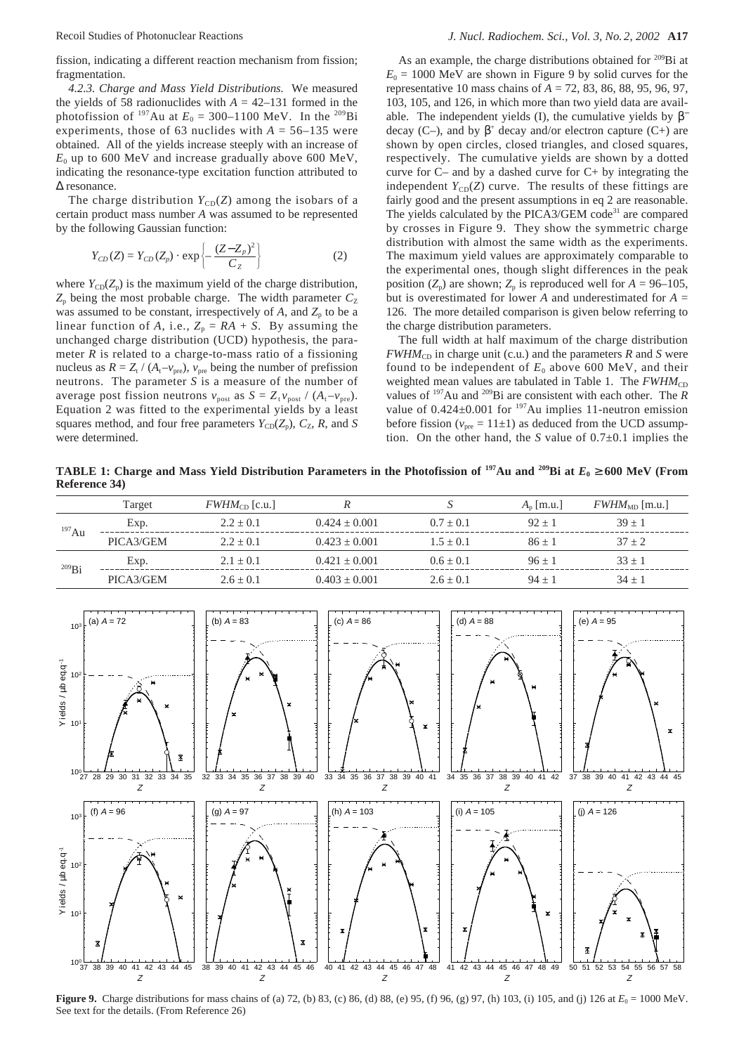fission, indicating a different reaction mechanism from fission; fragmentation.

*4.2.3. Charge and Mass Yield Distributions.* We measured the yields of 58 radionuclides with $A$ = 42–131 formed in the photofission of $^{197}$Au at $E_0$ = 300–1100 MeV. In the $^{209}$Bi experiments, those of 63 nuclides with $A$ = 56–135 were obtained. All of the yields increase steeply with an increase of $E_0$ up to 600 MeV and increase gradually above 600 MeV, indicating the resonance-type excitation function attributed to Δ resonance.

The charge distribution $Y_{CD}(Z)$ among the isobars of a certain product mass number $A$ was assumed to be represented by the following Gaussian function:

$$Y_{CD}(Z) = Y_{CD}(Z_p) \cdot \exp\left\{-\frac{(Z-Z_p)^2}{C_Z}\right\} \quad (2)$$

where $Y_{CD}(Z_p)$ is the maximum yield of the charge distribution, $Z_p$ being the most probable charge. The width parameter $C_Z$ was assumed to be constant, irrespectively of $A$, and $Z_p$ to be a linear function of $A$, i.e., $Z_p = RA + S$. By assuming the unchanged charge distribution (UCD) hypothesis, the parameter $R$ is related to a charge-to-mass ratio of a fissioning nucleus as $R = Z_t / (A_t - \nu_{pre})$, $\nu_{pre}$ being the number of prefission neutrons. The parameter $S$ is a measure of the number of average post fission neutrons $\nu_{post}$ as $S = Z_t \nu_{post} / (A_t - \nu_{pre})$. Equation 2 was fitted to the experimental yields by a least squares method, and four free parameters $Y_{CD}(Z_p)$, $C_Z$, $R$, and $S$ were determined.

As an example, the charge distributions obtained for $^{209}$Bi at $E_0$ = 1000 MeV are shown in Figure 9 by solid curves for the representative 10 mass chains of $A$ = 72, 83, 86, 88, 95, 96, 97, 103, 105, and 126, in which more than two yield data are available. The independent yields (I), the cumulative yields by $\beta^-$ decay (C–), and by $\beta^+$ decay and/or electron capture (C+) are shown by open circles, closed triangles, and closed squares, respectively. The cumulative yields are shown by a dotted curve for C– and by a dashed curve for C+ by integrating the independent $Y_{CD}(Z)$ curve. The results of these fittings are fairly good and the present assumptions in eq 2 are reasonable. The yields calculated by the PICA3/GEM code[31] are compared by crosses in Figure 9. They show the symmetric charge distribution with almost the same width as the experiments. The maximum yield values are approximately comparable to the experimental ones, though slight differences in the peak position ($Z_p$) are shown; $Z_p$ is reproduced well for $A$ = 96–105, but is overestimated for lower $A$ and underestimated for $A$ = 126. The more detailed comparison is given below referring to the charge distribution parameters.

The full width at half maximum of the charge distribution $FWHM_{CD}$ in charge unit (c.u.) and the parameters $R$ and $S$ were found to be independent of $E_0$ above 600 MeV, and their weighted mean values are tabulated in Table 1. The $FWHM_{CD}$ values of $^{197}$Au and $^{209}$Bi are consistent with each other. The $R$ value of 0.424±0.001 for $^{197}$Au implies 11-neutron emission before fission ($\nu_{pre}$ = 11±1) as deduced from the UCD assumption. On the other hand, the $S$ value of 0.7±0.1 implies the

**TABLE 1: Charge and Mass Yield Distribution Parameters in the Photofission of $^{197}$Au and $^{209}$Bi at $E_0$ ≥ 600 MeV (From Reference 34)**

| | Target | $FWHM_{CD}$ [c.u.] | $R$ | $S$ | $A_p$ [m.u.] | $FWHM_{MD}$ [m.u.] |
|---|---|---|---|---|---|---|
| $^{197}$Au | Exp. | 2.2 ± 0.1 | 0.424 ± 0.001 | 0.7 ± 0.1 | 92 ± 1 | 39 ± 1 |
| | PICA3/GEM | 2.2 ± 0.1 | 0.423 ± 0.001 | 1.5 ± 0.1 | 86 ± 1 | 37 ± 2 |
| $^{209}$Bi | Exp. | 2.1 ± 0.1 | 0.421 ± 0.001 | 0.6 ± 0.1 | 96 ± 1 | 33 ± 1 |
| | PICA3/GEM | 2.6 ± 0.1 | 0.403 ± 0.001 | 2.6 ± 0.1 | 94 ± 1 | 34 ± 1 |

**Figure 9.** Charge distributions for mass chains of (a) 72, (b) 83, (c) 86, (d) 88, (e) 95, (f) 96, (g) 97, (h) 103, (i) 105, and (j) 126 at $E_0$ = 1000 MeV. See text for the details. (From Reference 26)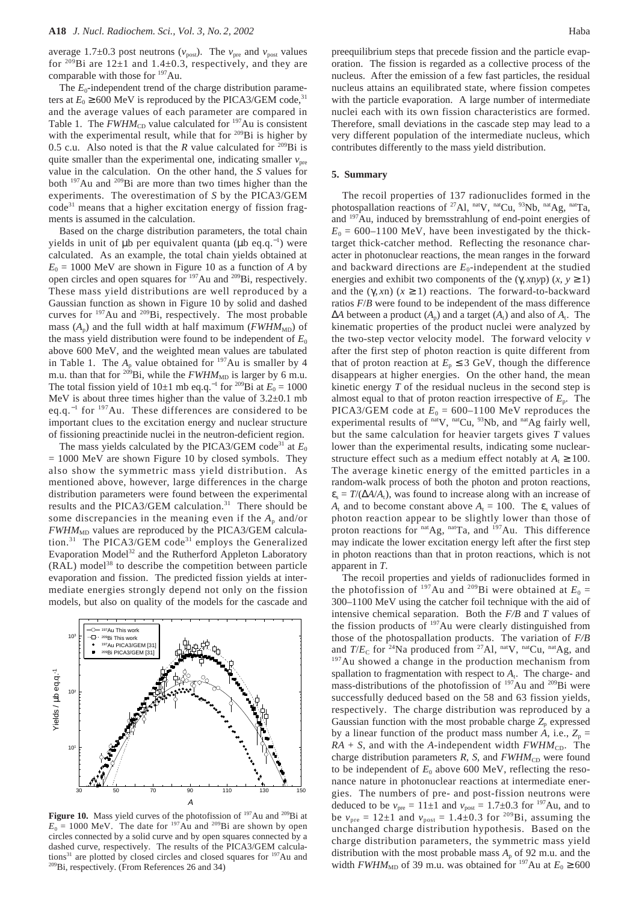average 1.7±0.3 post neutrons ($\nu_{post}$). The $\nu_{pre}$ and $\nu_{post}$ values for $^{209}$Bi are 12±1 and 1.4±0.3, respectively, and they are comparable with those for $^{197}$Au.

The $E_0$-independent trend of the charge distribution parameters at $E_0 \geq 600$ MeV is reproduced by the PICA3/GEM code,[31] and the average values of each parameter are compared in Table 1. The $FWHM_{CD}$ value calculated for $^{197}$Au is consistent with the experimental result, while that for $^{209}$Bi is higher by 0.5 c.u. Also noted is that the $R$ value calculated for $^{209}$Bi is quite smaller than the experimental one, indicating smaller $\nu_{pre}$ value in the calculation. On the other hand, the $S$ values for both $^{197}$Au and $^{209}$Bi are more than two times higher than the experiments. The overestimation of $S$ by the PICA3/GEM code[31] means that a higher excitation energy of fission fragments is assumed in the calculation.

Based on the charge distribution parameters, the total chain yields in unit of μb per equivalent quanta (μb eq.q.$^{-1}$) were calculated. As an example, the total chain yields obtained at $E_0$ = 1000 MeV are shown in Figure 10 as a function of $A$ by open circles and open squares for $^{197}$Au and $^{209}$Bi, respectively. These mass yield distributions are well reproduced by a Gaussian function as shown in Figure 10 by solid and dashed curves for $^{197}$Au and $^{209}$Bi, respectively. The most probable mass ($A_p$) and the full width at half maximum ($FWHM_{MD}$) of the mass yield distribution were found to be independent of $E_0$ above 600 MeV, and the weighted mean values are tabulated in Table 1. The $A_p$ value obtained for $^{197}$Au is smaller by 4 m.u. than that for $^{209}$Bi, while the $FWHM_{MD}$ is larger by 6 m.u. The total fission yield of 10±1 mb eq.q.$^{-1}$ for $^{209}$Bi at $E_0$ = 1000 MeV is about three times higher than the value of 3.2±0.1 mb eq.q.$^{-1}$ for $^{197}$Au. These differences are considered to be important clues to the excitation energy and nuclear structure of fissioning preactinide nuclei in the neutron-deficient region.

The mass yields calculated by the PICA3/GEM code[31] at $E_0$ = 1000 MeV are shown Figure 10 by closed symbols. They also show the symmetric mass yield distribution. As mentioned above, however, large differences in the charge distribution parameters were found between the experimental results and the PICA3/GEM calculation.[31] There should be some discrepancies in the meaning even if the $A_p$ and/or $FWHM_{MD}$ values are reproduced by the PICA3/GEM calculation.[31] The PICA3/GEM code[31] employs the Generalized Evaporation Model[32] and the Rutherford Appleton Laboratory (RAL) model[38] to describe the competition between particle evaporation and fission. The predicted fission yields at intermediate energies strongly depend not only on the fission models, but also on quality of the models for the cascade and preequilibrium steps that precede fission and the particle evaporation. The fission is regarded as a collective process of the nucleus. After the emission of a few fast particles, the residual nucleus attains an equilibrated state, where fission competes with the particle evaporation. A large number of intermediate nuclei each with its own fission characteristics are formed. Therefore, small deviations in the cascade step may lead to a very different population of the intermediate nucleus, which contributes differently to the mass yield distribution.

**Figure 10.** Mass yield curves of the photofission of $^{197}$Au and $^{209}$Bi at $E_0$ = 1000 MeV. The date for $^{197}$Au and $^{209}$Bi are shown by open circles connected by a solid curve and by open squares connected by a dashed curve, respectively. The results of the PICA3/GEM calculations[31] are plotted by closed circles and closed squares for $^{197}$Au and $^{209}$Bi, respectively. (From References 26 and 34)

## 5. Summary

The recoil properties of 137 radionuclides formed in the photospallation reactions of $^{27}$Al, $^{nat}$V, $^{nat}$Cu, $^{93}$Nb, $^{nat}$Ag, $^{nat}$Ta, and $^{197}$Au, induced by bremsstrahlung of end-point energies of $E_0$ = 600–1100 MeV, have been investigated by the thick-target thick-catcher method. Reflecting the resonance character in photonuclear reactions, the mean ranges in the forward and backward directions are $E_0$-independent at the studied energies and exhibit two components of the ($\gamma$, $xnyp$) ($x$, $y \geq 1$) and the ($\gamma$, $xn$) ($x \geq 1$) reactions. The forward-to-backward ratios $F/B$ were found to be independent of the mass difference $\Delta A$ between a product ($A_p$) and a target ($A_t$) and also of $A_t$. The kinematic properties of the product nuclei were analyzed by the two-step vector velocity model. The forward velocity $v$ after the first step of photon reaction is quite different from that of proton reaction at $E_p \leq 3$ GeV, though the difference disappears at higher energies. On the other hand, the mean kinetic energy $T$ of the residual nucleus in the second step is almost equal to that of proton reaction irrespective of $E_p$. The PICA3/GEM code at $E_0$ = 600–1100 MeV reproduces the experimental results of $^{nat}$V, $^{nat}$Cu, $^{93}$Nb, and $^{nat}$Ag fairly well, but the same calculation for heavier targets gives $T$ values lower than the experimental results, indicating some nuclear-structure effect such as a medium effect notably at $A_t \geq 100$. The average kinetic energy of the emitted particles in a random-walk process of both the photon and proton reactions, $\varepsilon_s = T/(\Delta A/A_t)$, was found to increase along with an increase of $A_t$ and to become constant above $A_t$ = 100. The $\varepsilon_s$ values of photon reaction appear to be slightly lower than those of proton reactions for $^{nat}$Ag, $^{nat}$Ta, and $^{197}$Au. This difference may indicate the lower excitation energy left after the first step in photon reactions than that in proton reactions, which is not apparent in $T$.

The recoil properties and yields of radionuclides formed in the photofission of $^{197}$Au and $^{209}$Bi were obtained at $E_0$ = 300–1100 MeV using the catcher foil technique with the aid of intensive chemical separation. Both the $F/B$ and $T$ values of the fission products of $^{197}$Au were clearly distinguished from those of the photospallation products. The variation of $F/B$ and $T/E_C$ for $^{24}$Na produced from $^{27}$Al, $^{nat}$V, $^{nat}$Cu, $^{nat}$Ag, and $^{197}$Au showed a change in the production mechanism from spallation to fragmentation with respect to $A_t$. The charge- and mass-distributions of the photofission of $^{197}$Au and $^{209}$Bi were successfully deduced based on the 58 and 63 fission yields, respectively. The charge distribution was reproduced by a Gaussian function with the most probable charge $Z_p$ expressed by a linear function of the product mass number $A$, i.e., $Z_p = RA + S$, and with the $A$-independent width $FWHM_{CD}$. The charge distribution parameters $R$, $S$, and $FWHM_{CD}$ were found to be independent of $E_0$ above 600 MeV, reflecting the resonance nature in photonuclear reactions at intermediate energies. The numbers of pre- and post-fission neutrons were deduced to be $\nu_{pre}$ = 11±1 and $\nu_{post}$ = 1.7±0.3 for $^{197}$Au, and to be $\nu_{pre}$ = 12±1 and $\nu_{post}$ = 1.4±0.3 for $^{209}$Bi, assuming the unchanged charge distribution hypothesis. Based on the charge distribution parameters, the symmetric mass yield distribution with the most probable mass $A_p$ of 92 m.u. and the width $FWHM_{MD}$ of 39 m.u. was obtained for $^{197}$Au at $E_0 \geq 600$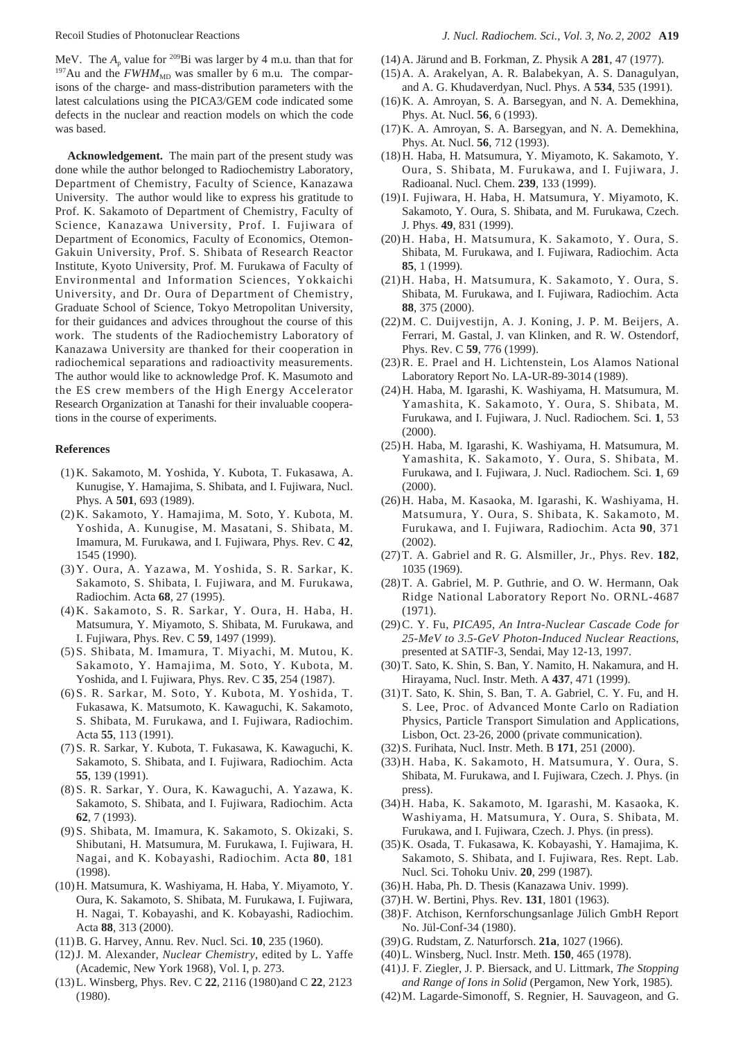MeV. The $A_p$ value for $^{209}$Bi was larger by 4 m.u. than that for $^{197}$Au and the $FWHM_{MD}$ was smaller by 6 m.u. The comparisons of the charge- and mass-distribution parameters with the latest calculations using the PICA3/GEM code indicated some defects in the nuclear and reaction models on which the code was based.

**Acknowledgement.** The main part of the present study was done while the author belonged to Radiochemistry Laboratory, Department of Chemistry, Faculty of Science, Kanazawa University. The author would like to express his gratitude to Prof. K. Sakamoto of Department of Chemistry, Faculty of Science, Kanazawa University, Prof. I. Fujiwara of Department of Economics, Faculty of Economics, Otemon-Gakuin University, Prof. S. Shibata of Research Reactor Institute, Kyoto University, Prof. M. Furukawa of Faculty of Environmental and Information Sciences, Yokkaichi University, and Dr. Oura of Department of Chemistry, Graduate School of Science, Tokyo Metropolitan University, for their guidances and advices throughout the course of this work. The students of the Radiochemistry Laboratory of Kanazawa University are thanked for their cooperation in radiochemical separations and radioactivity measurements. The author would like to acknowledge Prof. K. Masumoto and the ES crew members of the High Energy Accelerator Research Organization at Tanashi for their invaluable cooperations in the course of experiments.

**References**

(1) K. Sakamoto, M. Yoshida, Y. Kubota, T. Fukasawa, A. Kunugise, Y. Hamajima, S. Shibata, and I. Fujiwara, Nucl. Phys. A **501**, 693 (1989).
(2) K. Sakamoto, Y. Hamajima, M. Soto, Y. Kubota, M. Yoshida, A. Kunugise, M. Masatani, S. Shibata, M. Imamura, M. Furukawa, and I. Fujiwara, Phys. Rev. C **42**, 1545 (1990).
(3) Y. Oura, A. Yazawa, M. Yoshida, S. R. Sarkar, K. Sakamoto, S. Shibata, I. Fujiwara, and M. Furukawa, Radiochim. Acta **68**, 27 (1995).
(4) K. Sakamoto, S. R. Sarkar, Y. Oura, H. Haba, H. Matsumura, Y. Miyamoto, S. Shibata, M. Furukawa, and I. Fujiwara, Phys. Rev. C **59**, 1497 (1999).
(5) S. Shibata, M. Imamura, T. Miyachi, M. Mutou, K. Sakamoto, Y. Hamajima, M. Soto, Y. Kubota, M. Yoshida, and I. Fujiwara, Phys. Rev. C **35**, 254 (1987).
(6) S. R. Sarkar, M. Soto, Y. Kubota, M. Yoshida, T. Fukasawa, K. Matsumoto, K. Kawaguchi, K. Sakamoto, S. Shibata, M. Furukawa, and I. Fujiwara, Radiochim. Acta **55**, 113 (1991).
(7) S. R. Sarkar, Y. Kubota, T. Fukasawa, K. Kawaguchi, K. Sakamoto, S. Shibata, and I. Fujiwara, Radiochim. Acta **55**, 139 (1991).
(8) S. R. Sarkar, Y. Oura, K. Kawaguchi, A. Yazawa, K. Sakamoto, S. Shibata, and I. Fujiwara, Radiochim. Acta **62**, 7 (1993).
(9) S. Shibata, M. Imamura, K. Sakamoto, S. Okizaki, S. Shibutani, H. Matsumura, M. Furukawa, I. Fujiwara, H. Nagai, and K. Kobayashi, Radiochim. Acta **80**, 181 (1998).
(10) H. Matsumura, K. Washiyama, H. Haba, Y. Miyamoto, Y. Oura, K. Sakamoto, S. Shibata, M. Furukawa, I. Fujiwara, H. Nagai, T. Kobayashi, and K. Kobayashi, Radiochim. Acta **88**, 313 (2000).
(11) B. G. Harvey, Annu. Rev. Nucl. Sci. **10**, 235 (1960).
(12) J. M. Alexander, *Nuclear Chemistry*, edited by L. Yaffe (Academic, New York 1968), Vol. I, p. 273.
(13) L. Winsberg, Phys. Rev. C **22**, 2116 (1980)and C **22**, 2123 (1980).
(14) A. Järund and B. Forkman, Z. Physik A **281**, 47 (1977).
(15) A. A. Arakelyan, A. R. Balabekyan, A. S. Danagulyan, and A. G. Khudaverdyan, Nucl. Phys. A **534**, 535 (1991).
(16) K. A. Amroyan, S. A. Barsegyan, and N. A. Demekhina, Phys. At. Nucl. **56**, 6 (1993).
(17) K. A. Amroyan, S. A. Barsegyan, and N. A. Demekhina, Phys. At. Nucl. **56**, 712 (1993).
(18) H. Haba, H. Matsumura, Y. Miyamoto, K. Sakamoto, Y. Oura, S. Shibata, M. Furukawa, and I. Fujiwara, J. Radioanal. Nucl. Chem. **239**, 133 (1999).
(19) I. Fujiwara, H. Haba, H. Matsumura, Y. Miyamoto, K. Sakamoto, Y. Oura, S. Shibata, and M. Furukawa, Czech. J. Phys. **49**, 831 (1999).
(20) H. Haba, H. Matsumura, K. Sakamoto, Y. Oura, S. Shibata, M. Furukawa, and I. Fujiwara, Radiochim. Acta **85**, 1 (1999).
(21) H. Haba, H. Matsumura, K. Sakamoto, Y. Oura, S. Shibata, M. Furukawa, and I. Fujiwara, Radiochim. Acta **88**, 375 (2000).
(22) M. C. Duijvestijn, A. J. Koning, J. P. M. Beijers, A. Ferrari, M. Gastal, J. van Klinken, and R. W. Ostendorf, Phys. Rev. C **59**, 776 (1999).
(23) R. E. Prael and H. Lichtenstein, Los Alamos National Laboratory Report No. LA-UR-89-3014 (1989).
(24) H. Haba, M. Igarashi, K. Washiyama, H. Matsumura, M. Yamashita, K. Sakamoto, Y. Oura, S. Shibata, M. Furukawa, and I. Fujiwara, J. Nucl. Radiochem. Sci. **1**, 53 (2000).
(25) H. Haba, M. Igarashi, K. Washiyama, H. Matsumura, M. Yamashita, K. Sakamoto, Y. Oura, S. Shibata, M. Furukawa, and I. Fujiwara, J. Nucl. Radiochem. Sci. **1**, 69 (2000).
(26) H. Haba, M. Kasaoka, M. Igarashi, K. Washiyama, H. Matsumura, Y. Oura, S. Shibata, K. Sakamoto, M. Furukawa, and I. Fujiwara, Radiochim. Acta **90**, 371 (2002).
(27) T. A. Gabriel and R. G. Alsmiller, Jr., Phys. Rev. **182**, 1035 (1969).
(28) T. A. Gabriel, M. P. Guthrie, and O. W. Hermann, Oak Ridge National Laboratory Report No. ORNL-4687 (1971).
(29) C. Y. Fu, *PICA95, An Intra-Nuclear Cascade Code for 25-MeV to 3.5-GeV Photon-Induced Nuclear Reactions*, presented at SATIF-3, Sendai, May 12-13, 1997.
(30) T. Sato, K. Shin, S. Ban, Y. Namito, H. Nakamura, and H. Hirayama, Nucl. Instr. Meth. A **437**, 471 (1999).
(31) T. Sato, K. Shin, S. Ban, T. A. Gabriel, C. Y. Fu, and H. S. Lee, Proc. of Advanced Monte Carlo on Radiation Physics, Particle Transport Simulation and Applications, Lisbon, Oct. 23-26, 2000 (private communication).
(32) S. Furihata, Nucl. Instr. Meth. B **171**, 251 (2000).
(33) H. Haba, K. Sakamoto, H. Matsumura, Y. Oura, S. Shibata, M. Furukawa, and I. Fujiwara, Czech. J. Phys. (in press).
(34) H. Haba, K. Sakamoto, M. Igarashi, M. Kasaoka, K. Washiyama, H. Matsumura, Y. Oura, S. Shibata, M. Furukawa, and I. Fujiwara, Czech. J. Phys. (in press).
(35) K. Osada, T. Fukasawa, K. Kobayashi, Y. Hamajima, K. Sakamoto, S. Shibata, and I. Fujiwara, Res. Rept. Lab. Nucl. Sci. Tohoku Univ. **20**, 299 (1987).
(36) H. Haba, Ph. D. Thesis (Kanazawa Univ. 1999).
(37) H. W. Bertini, Phys. Rev. **131**, 1801 (1963).
(38) F. Atchison, Kernforschungsanlage Jülich GmbH Report No. Jül-Conf-34 (1980).
(39) G. Rudstam, Z. Naturforsch. **21a**, 1027 (1966).
(40) L. Winsberg, Nucl. Instr. Meth. **150**, 465 (1978).
(41) J. F. Ziegler, J. P. Biersack, and U. Littmark, *The Stopping and Range of Ions in Solid* (Pergamon, New York, 1985).
(42) M. Lagarde-Simonoff, S. Regnier, H. Sauvageon, and G.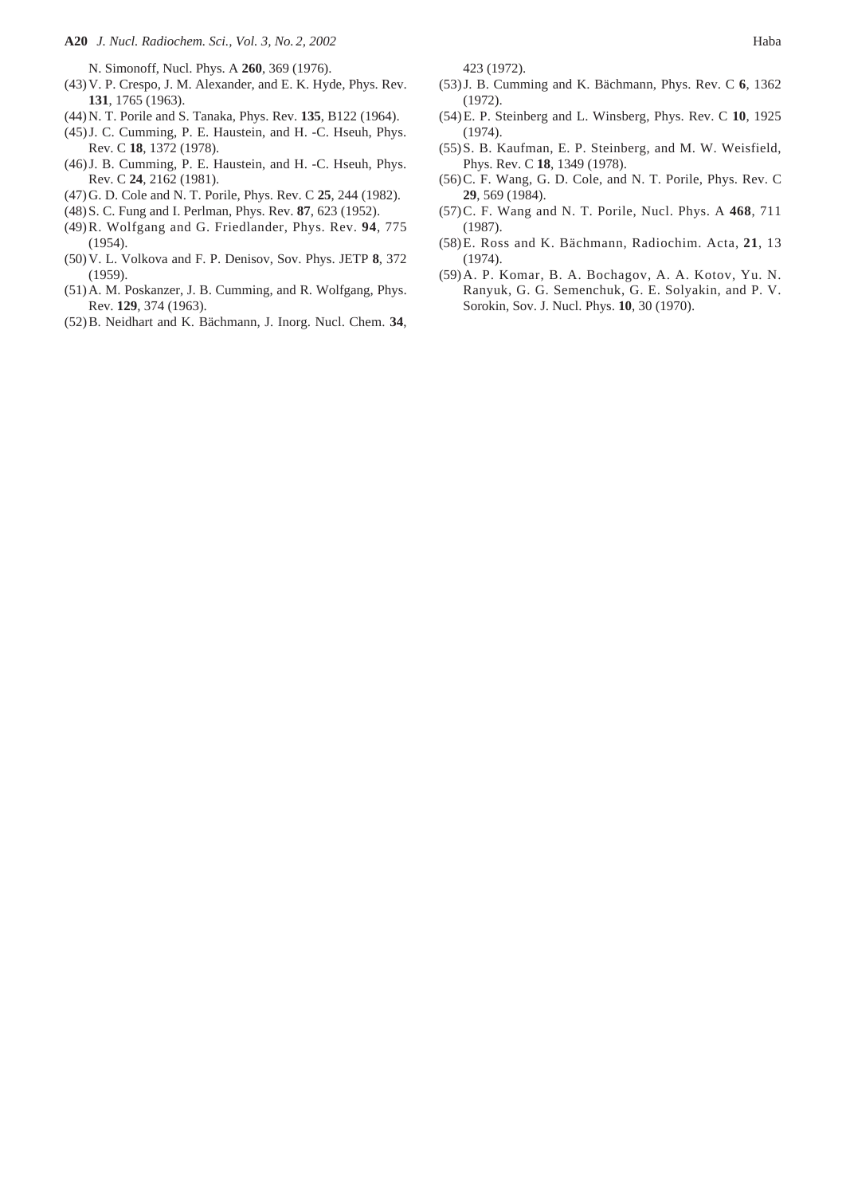N. Simonoff, Nucl. Phys. A **260**, 369 (1976).

(43) V. P. Crespo, J. M. Alexander, and E. K. Hyde, Phys. Rev. **131**, 1765 (1963).

(44) N. T. Porile and S. Tanaka, Phys. Rev. **135**, B122 (1964).

(45) J. C. Cumming, P. E. Haustein, and H. -C. Hseuh, Phys. Rev. C **18**, 1372 (1978).

(46) J. B. Cumming, P. E. Haustein, and H. -C. Hseuh, Phys. Rev. C **24**, 2162 (1981).

(47) G. D. Cole and N. T. Porile, Phys. Rev. C **25**, 244 (1982).

(48) S. C. Fung and I. Perlman, Phys. Rev. **87**, 623 (1952).

(49) R. Wolfgang and G. Friedlander, Phys. Rev. **94**, 775 (1954).

(50) V. L. Volkova and F. P. Denisov, Sov. Phys. JETP **8**, 372 (1959).

(51) A. M. Poskanzer, J. B. Cumming, and R. Wolfgang, Phys. Rev. **129**, 374 (1963).

(52) B. Neidhart and K. Bächmann, J. Inorg. Nucl. Chem. **34**, 423 (1972).

(53) J. B. Cumming and K. Bächmann, Phys. Rev. C **6**, 1362 (1972).

(54) E. P. Steinberg and L. Winsberg, Phys. Rev. C **10**, 1925 (1974).

(55) S. B. Kaufman, E. P. Steinberg, and M. W. Weisfield, Phys. Rev. C **18**, 1349 (1978).

(56) C. F. Wang, G. D. Cole, and N. T. Porile, Phys. Rev. C **29**, 569 (1984).

(57) C. F. Wang and N. T. Porile, Nucl. Phys. A **468**, 711 (1987).

(58) E. Ross and K. Bächmann, Radiochim. Acta, **21**, 13 (1974).

(59) A. P. Komar, B. A. Bochagov, A. A. Kotov, Yu. N. Ranyuk, G. G. Semenchuk, G. E. Solyakin, and P. V. Sorokin, Sov. J. Nucl. Phys. **10**, 30 (1970).